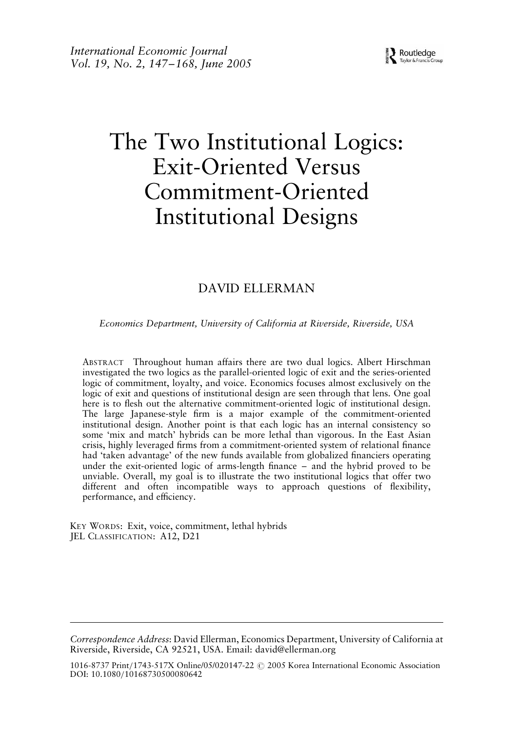# The Two Institutional Logics: Exit-Oriented Versus Commitment-Oriented Institutional Designs

DAVID ELLERMAN

*Economics Department, University of California at Riverside, Riverside, USA*

ABSTRACT Throughout human affairs there are two dual logics. Albert Hirschman investigated the two logics as the parallel-oriented logic of exit and the series-oriented logic of commitment, loyalty, and voice. Economics focuses almost exclusively on the logic of exit and questions of institutional design are seen through that lens. One goal here is to flesh out the alternative commitment-oriented logic of institutional design. The large Japanese-style firm is a major example of the commitment-oriented institutional design. Another point is that each logic has an internal consistency so some 'mix and match' hybrids can be more lethal than vigorous. In the East Asian crisis, highly leveraged firms from a commitment-oriented system of relational finance had 'taken advantage' of the new funds available from globalized financiers operating under the exit-oriented logic of arms-length finance – and the hybrid proved to be unviable. Overall, my goal is to illustrate the two institutional logics that offer two different and often incompatible ways to approach questions of flexibility, performance, and efficiency.

KEY WORDS: Exit, voice, commitment, lethal hybrids
JEL CLASSIFICATION: A12, D21

---

*Correspondence Address*: David Ellerman, Economics Department, University of California at Riverside, Riverside, CA 92521, USA. Email: david@ellerman.org

1016-8737 Print/1743-517X Online/05/020147-22 © 2005 Korea International Economic Association
DOI: 10.1080/10168730500080642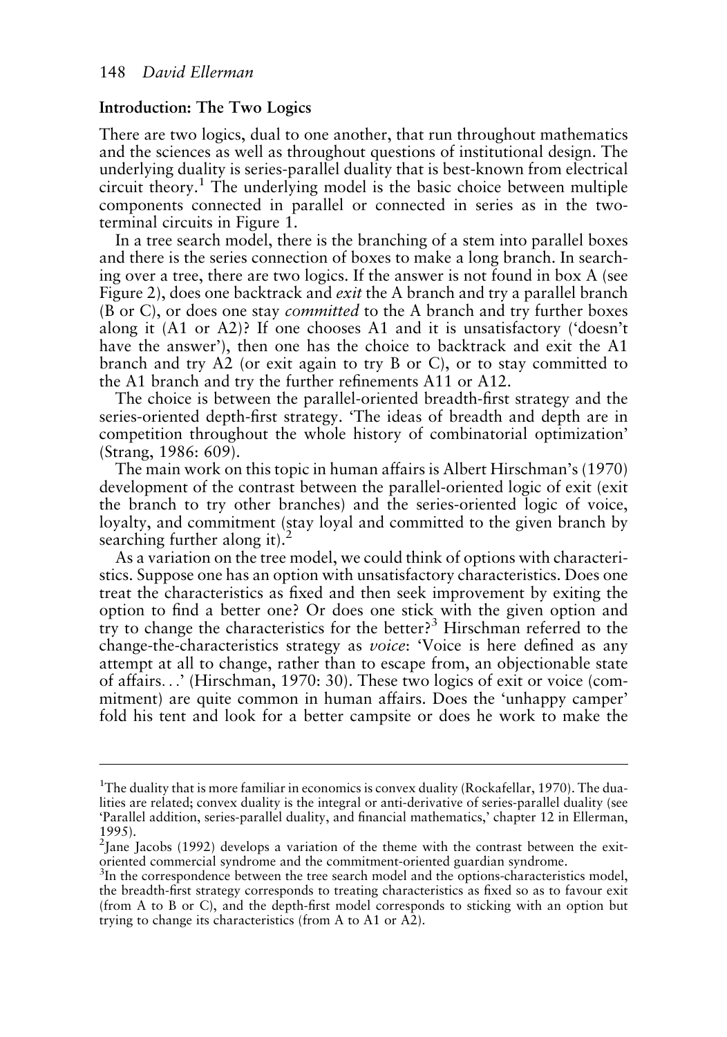## Introduction: The Two Logics

There are two logics, dual to one another, that run throughout mathematics and the sciences as well as throughout questions of institutional design. The underlying duality is series-parallel duality that is best-known from electrical circuit theory.[1] The underlying model is the basic choice between multiple components connected in parallel or connected in series as in the two-terminal circuits in Figure 1.

In a tree search model, there is the branching of a stem into parallel boxes and there is the series connection of boxes to make a long branch. In searching over a tree, there are two logics. If the answer is not found in box A (see Figure 2), does one backtrack and *exit* the A branch and try a parallel branch (B or C), or does one stay *committed* to the A branch and try further boxes along it (A1 or A2)? If one chooses A1 and it is unsatisfactory ('doesn't have the answer'), then one has the choice to backtrack and exit the A1 branch and try A2 (or exit again to try B or C), or to stay committed to the A1 branch and try the further refinements A11 or A12.

The choice is between the parallel-oriented breadth-first strategy and the series-oriented depth-first strategy. 'The ideas of breadth and depth are in competition throughout the whole history of combinatorial optimization' (Strang, 1986: 609).

The main work on this topic in human affairs is Albert Hirschman's (1970) development of the contrast between the parallel-oriented logic of exit (exit the branch to try other branches) and the series-oriented logic of voice, loyalty, and commitment (stay loyal and committed to the given branch by searching further along it).[2]

As a variation on the tree model, we could think of options with characteristics. Suppose one has an option with unsatisfactory characteristics. Does one treat the characteristics as fixed and then seek improvement by exiting the option to find a better one? Or does one stick with the given option and try to change the characteristics for the better?[3] Hirschman referred to the change-the-characteristics strategy as *voice*: 'Voice is here defined as any attempt at all to change, rather than to escape from, an objectionable state of affairs...' (Hirschman, 1970: 30). These two logics of exit or voice (commitment) are quite common in human affairs. Does the 'unhappy camper' fold his tent and look for a better campsite or does he work to make the

---

[1] The duality that is more familiar in economics is convex duality (Rockafellar, 1970). The dualities are related; convex duality is the integral or anti-derivative of series-parallel duality (see 'Parallel addition, series-parallel duality, and financial mathematics,' chapter 12 in Ellerman, 1995).

[2] Jane Jacobs (1992) develops a variation of the theme with the contrast between the exit-oriented commercial syndrome and the commitment-oriented guardian syndrome.

[3] In the correspondence between the tree search model and the options-characteristics model, the breadth-first strategy corresponds to treating characteristics as fixed so as to favour exit (from A to B or C), and the depth-first model corresponds to sticking with an option but trying to change its characteristics (from A to A1 or A2).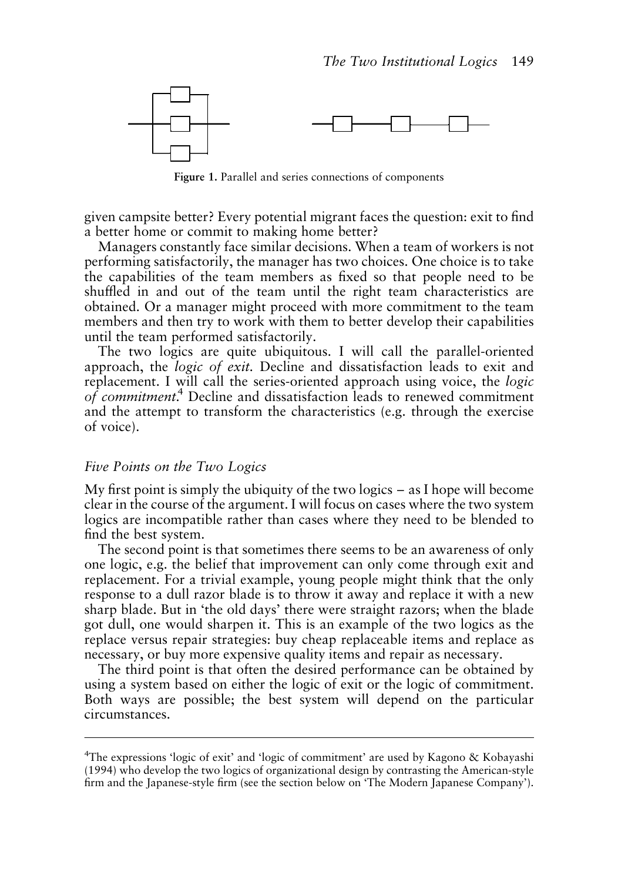Figure 1. Parallel and series connections of components

given campsite better? Every potential migrant faces the question: exit to find a better home or commit to making home better?

Managers constantly face similar decisions. When a team of workers is not performing satisfactorily, the manager has two choices. One choice is to take the capabilities of the team members as fixed so that people need to be shuffled in and out of the team until the right team characteristics are obtained. Or a manager might proceed with more commitment to the team members and then try to work with them to better develop their capabilities until the team performed satisfactorily.

The two logics are quite ubiquitous. I will call the parallel-oriented approach, the *logic of exit*. Decline and dissatisfaction leads to exit and replacement. I will call the series-oriented approach using voice, the *logic of commitment*.[4] Decline and dissatisfaction leads to renewed commitment and the attempt to transform the characteristics (e.g. through the exercise of voice).

### *Five Points on the Two Logics*

My first point is simply the ubiquity of the two logics – as I hope will become clear in the course of the argument. I will focus on cases where the two system logics are incompatible rather than cases where they need to be blended to find the best system.

The second point is that sometimes there seems to be an awareness of only one logic, e.g. the belief that improvement can only come through exit and replacement. For a trivial example, young people might think that the only response to a dull razor blade is to throw it away and replace it with a new sharp blade. But in 'the old days' there were straight razors; when the blade got dull, one would sharpen it. This is an example of the two logics as the replace versus repair strategies: buy cheap replaceable items and replace as necessary, or buy more expensive quality items and repair as necessary.

The third point is that often the desired performance can be obtained by using a system based on either the logic of exit or the logic of commitment. Both ways are possible; the best system will depend on the particular circumstances.

---

[4]The expressions 'logic of exit' and 'logic of commitment' are used by Kagono & Kobayashi (1994) who develop the two logics of organizational design by contrasting the American-style firm and the Japanese-style firm (see the section below on 'The Modern Japanese Company').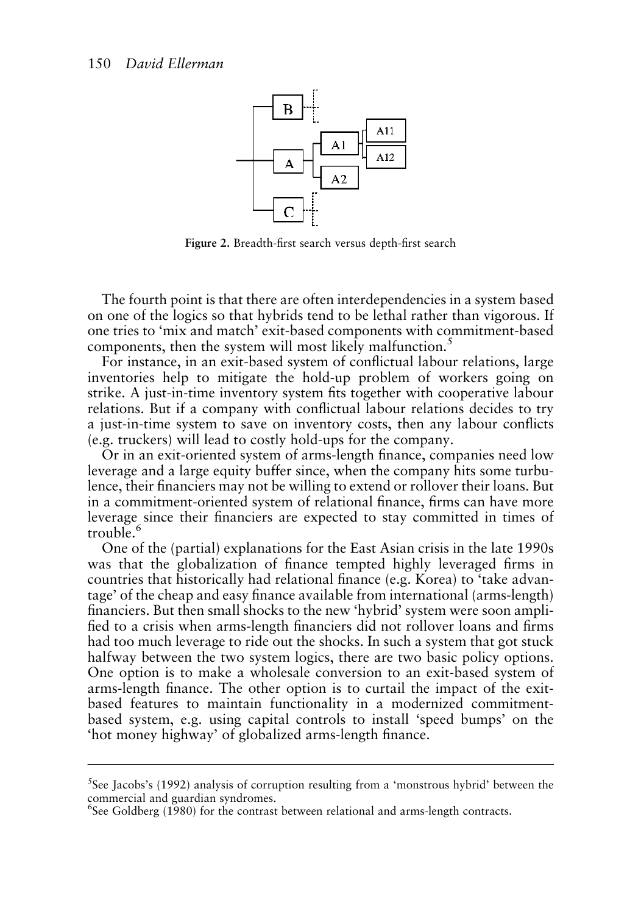Figure 2. Breadth-first search versus depth-first search

The fourth point is that there are often interdependencies in a system based on one of the logics so that hybrids tend to be lethal rather than vigorous. If one tries to 'mix and match' exit-based components with commitment-based components, then the system will most likely malfunction.[5]

For instance, in an exit-based system of conflictual labour relations, large inventories help to mitigate the hold-up problem of workers going on strike. A just-in-time inventory system fits together with cooperative labour relations. But if a company with conflictual labour relations decides to try a just-in-time system to save on inventory costs, then any labour conflicts (e.g. truckers) will lead to costly hold-ups for the company.

Or in an exit-oriented system of arms-length finance, companies need low leverage and a large equity buffer since, when the company hits some turbulence, their financiers may not be willing to extend or rollover their loans. But in a commitment-oriented system of relational finance, firms can have more leverage since their financiers are expected to stay committed in times of trouble.[6]

One of the (partial) explanations for the East Asian crisis in the late 1990s was that the globalization of finance tempted highly leveraged firms in countries that historically had relational finance (e.g. Korea) to 'take advantage' of the cheap and easy finance available from international (arms-length) financiers. But then small shocks to the new 'hybrid' system were soon amplified to a crisis when arms-length financiers did not rollover loans and firms had too much leverage to ride out the shocks. In such a system that got stuck halfway between the two system logics, there are two basic policy options. One option is to make a wholesale conversion to an exit-based system of arms-length finance. The other option is to curtail the impact of the exit-based features to maintain functionality in a modernized commitment-based system, e.g. using capital controls to install 'speed bumps' on the 'hot money highway' of globalized arms-length finance.

---

[5] See Jacobs's (1992) analysis of corruption resulting from a 'monstrous hybrid' between the commercial and guardian syndromes.

[6] See Goldberg (1980) for the contrast between relational and arms-length contracts.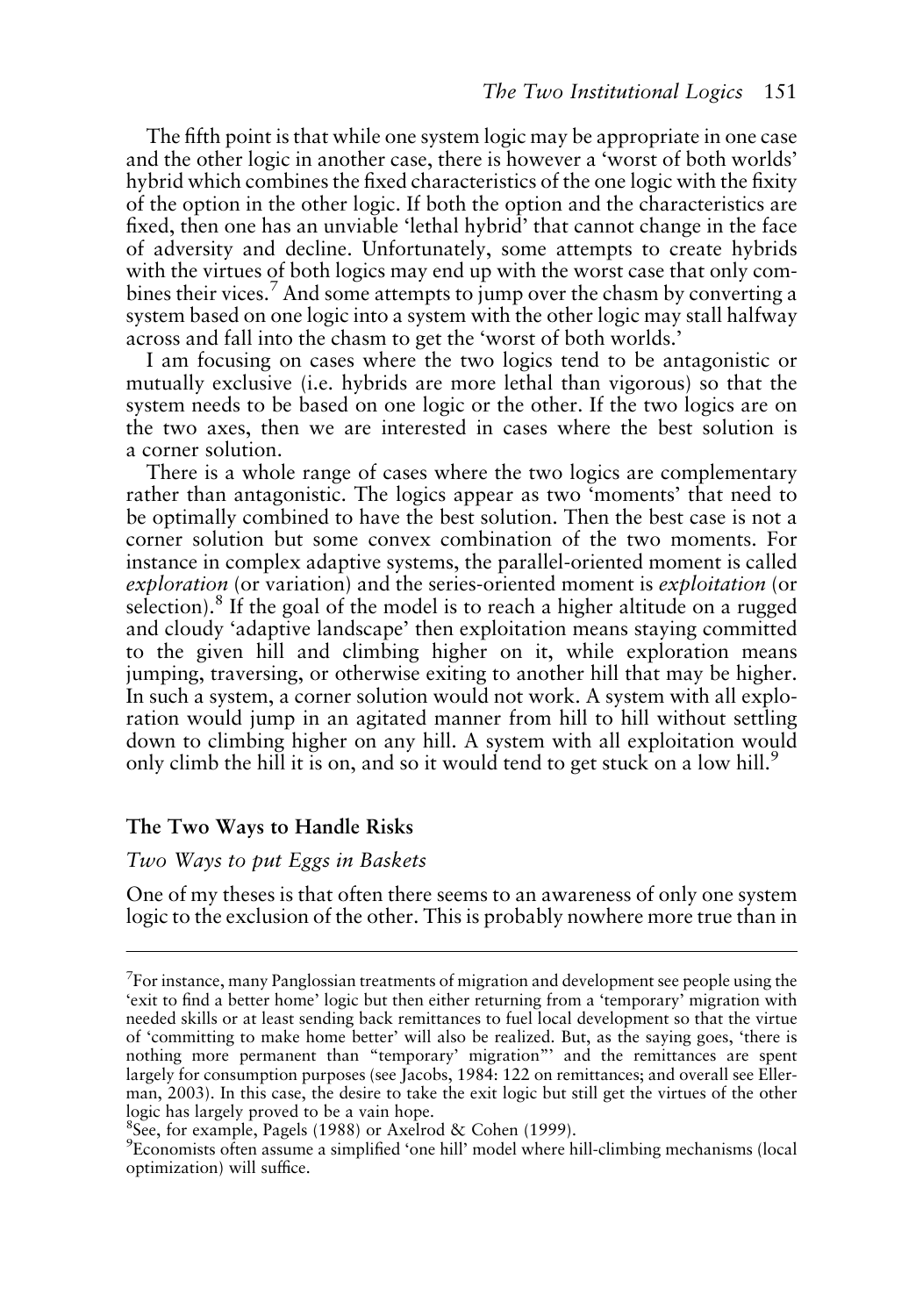The fifth point is that while one system logic may be appropriate in one case and the other logic in another case, there is however a 'worst of both worlds' hybrid which combines the fixed characteristics of the one logic with the fixity of the option in the other logic. If both the option and the characteristics are fixed, then one has an unviable 'lethal hybrid' that cannot change in the face of adversity and decline. Unfortunately, some attempts to create hybrids with the virtues of both logics may end up with the worst case that only combines their vices.[7] And some attempts to jump over the chasm by converting a system based on one logic into a system with the other logic may stall halfway across and fall into the chasm to get the 'worst of both worlds.'

I am focusing on cases where the two logics tend to be antagonistic or mutually exclusive (i.e. hybrids are more lethal than vigorous) so that the system needs to be based on one logic or the other. If the two logics are on the two axes, then we are interested in cases where the best solution is a corner solution.

There is a whole range of cases where the two logics are complementary rather than antagonistic. The logics appear as two 'moments' that need to be optimally combined to have the best solution. Then the best case is not a corner solution but some convex combination of the two moments. For instance in complex adaptive systems, the parallel-oriented moment is called *exploration* (or variation) and the series-oriented moment is *exploitation* (or selection).[8] If the goal of the model is to reach a higher altitude on a rugged and cloudy 'adaptive landscape' then exploitation means staying committed to the given hill and climbing higher on it, while exploration means jumping, traversing, or otherwise exiting to another hill that may be higher. In such a system, a corner solution would not work. A system with all exploration would jump in an agitated manner from hill to hill without settling down to climbing higher on any hill. A system with all exploitation would only climb the hill it is on, and so it would tend to get stuck on a low hill.[9]

## The Two Ways to Handle Risks

### *Two Ways to put Eggs in Baskets*

One of my theses is that often there seems to an awareness of only one system logic to the exclusion of the other. This is probably nowhere more true than in

---

[7] For instance, many Panglossian treatments of migration and development see people using the 'exit to find a better home' logic but then either returning from a 'temporary' migration with needed skills or at least sending back remittances to fuel local development so that the virtue of 'committing to make home better' will also be realized. But, as the saying goes, 'there is nothing more permanent than "temporary' migration"' and the remittances are spent largely for consumption purposes (see Jacobs, 1984: 122 on remittances; and overall see Ellerman, 2003). In this case, the desire to take the exit logic but still get the virtues of the other logic has largely proved to be a vain hope.

[8] See, for example, Pagels (1988) or Axelrod & Cohen (1999).

[9] Economists often assume a simplified 'one hill' model where hill-climbing mechanisms (local optimization) will suffice.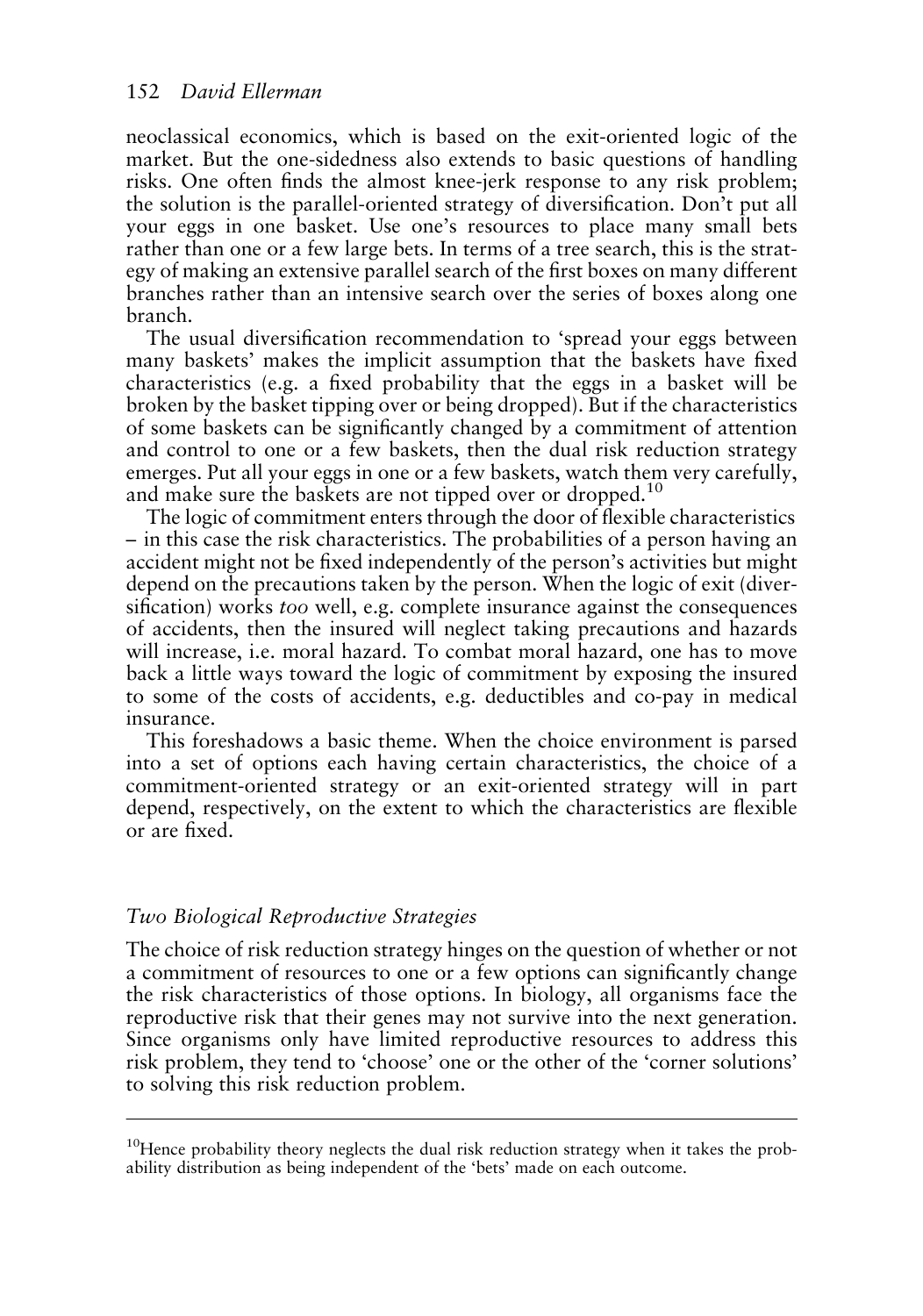neoclassical economics, which is based on the exit-oriented logic of the market. But the one-sidedness also extends to basic questions of handling risks. One often finds the almost knee-jerk response to any risk problem; the solution is the parallel-oriented strategy of diversification. Don't put all your eggs in one basket. Use one's resources to place many small bets rather than one or a few large bets. In terms of a tree search, this is the strategy of making an extensive parallel search of the first boxes on many different branches rather than an intensive search over the series of boxes along one branch.

The usual diversification recommendation to 'spread your eggs between many baskets' makes the implicit assumption that the baskets have fixed characteristics (e.g. a fixed probability that the eggs in a basket will be broken by the basket tipping over or being dropped). But if the characteristics of some baskets can be significantly changed by a commitment of attention and control to one or a few baskets, then the dual risk reduction strategy emerges. Put all your eggs in one or a few baskets, watch them very carefully, and make sure the baskets are not tipped over or dropped.[10]

The logic of commitment enters through the door of flexible characteristics – in this case the risk characteristics. The probabilities of a person having an accident might not be fixed independently of the person's activities but might depend on the precautions taken by the person. When the logic of exit (diversification) works *too* well, e.g. complete insurance against the consequences of accidents, then the insured will neglect taking precautions and hazards will increase, i.e. moral hazard. To combat moral hazard, one has to move back a little ways toward the logic of commitment by exposing the insured to some of the costs of accidents, e.g. deductibles and co-pay in medical insurance.

This foreshadows a basic theme. When the choice environment is parsed into a set of options each having certain characteristics, the choice of a commitment-oriented strategy or an exit-oriented strategy will in part depend, respectively, on the extent to which the characteristics are flexible or are fixed.

### *Two Biological Reproductive Strategies*

The choice of risk reduction strategy hinges on the question of whether or not a commitment of resources to one or a few options can significantly change the risk characteristics of those options. In biology, all organisms face the reproductive risk that their genes may not survive into the next generation. Since organisms only have limited reproductive resources to address this risk problem, they tend to 'choose' one or the other of the 'corner solutions' to solving this risk reduction problem.

---

[10]Hence probability theory neglects the dual risk reduction strategy when it takes the probability distribution as being independent of the 'bets' made on each outcome.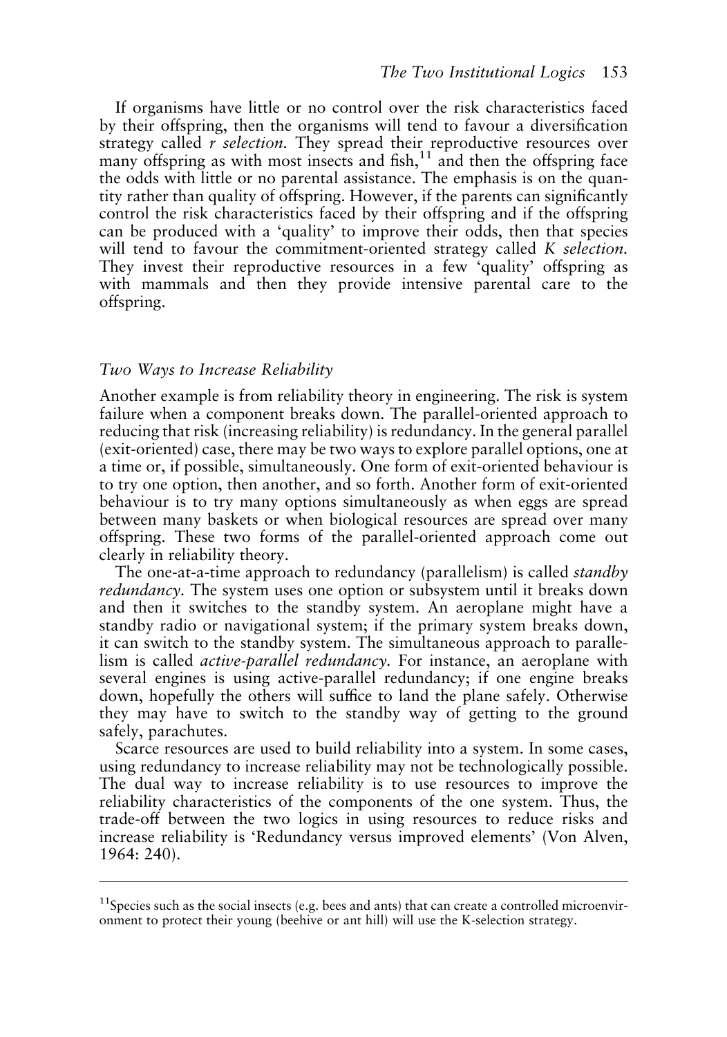If organisms have little or no control over the risk characteristics faced by their offspring, then the organisms will tend to favour a diversification strategy called *r selection.* They spread their reproductive resources over many offspring as with most insects and fish,[11] and then the offspring face the odds with little or no parental assistance. The emphasis is on the quantity rather than quality of offspring. However, if the parents can significantly control the risk characteristics faced by their offspring and if the offspring can be produced with a 'quality' to improve their odds, then that species will tend to favour the commitment-oriented strategy called *K selection.* They invest their reproductive resources in a few 'quality' offspring as with mammals and then they provide intensive parental care to the offspring.

### *Two Ways to Increase Reliability*

Another example is from reliability theory in engineering. The risk is system failure when a component breaks down. The parallel-oriented approach to reducing that risk (increasing reliability) is redundancy. In the general parallel (exit-oriented) case, there may be two ways to explore parallel options, one at a time or, if possible, simultaneously. One form of exit-oriented behaviour is to try one option, then another, and so forth. Another form of exit-oriented behaviour is to try many options simultaneously as when eggs are spread between many baskets or when biological resources are spread over many offspring. These two forms of the parallel-oriented approach come out clearly in reliability theory.

The one-at-a-time approach to redundancy (parallelism) is called *standby redundancy.* The system uses one option or subsystem until it breaks down and then it switches to the standby system. An aeroplane might have a standby radio or navigational system; if the primary system breaks down, it can switch to the standby system. The simultaneous approach to parallelism is called *active-parallel redundancy.* For instance, an aeroplane with several engines is using active-parallel redundancy; if one engine breaks down, hopefully the others will suffice to land the plane safely. Otherwise they may have to switch to the standby way of getting to the ground safely, parachutes.

Scarce resources are used to build reliability into a system. In some cases, using redundancy to increase reliability may not be technologically possible. The dual way to increase reliability is to use resources to improve the reliability characteristics of the components of the one system. Thus, the trade-off between the two logics in using resources to reduce risks and increase reliability is 'Redundancy versus improved elements' (Von Alven, 1964: 240).

---

[11] Species such as the social insects (e.g. bees and ants) that can create a controlled microenvironment to protect their young (beehive or ant hill) will use the K-selection strategy.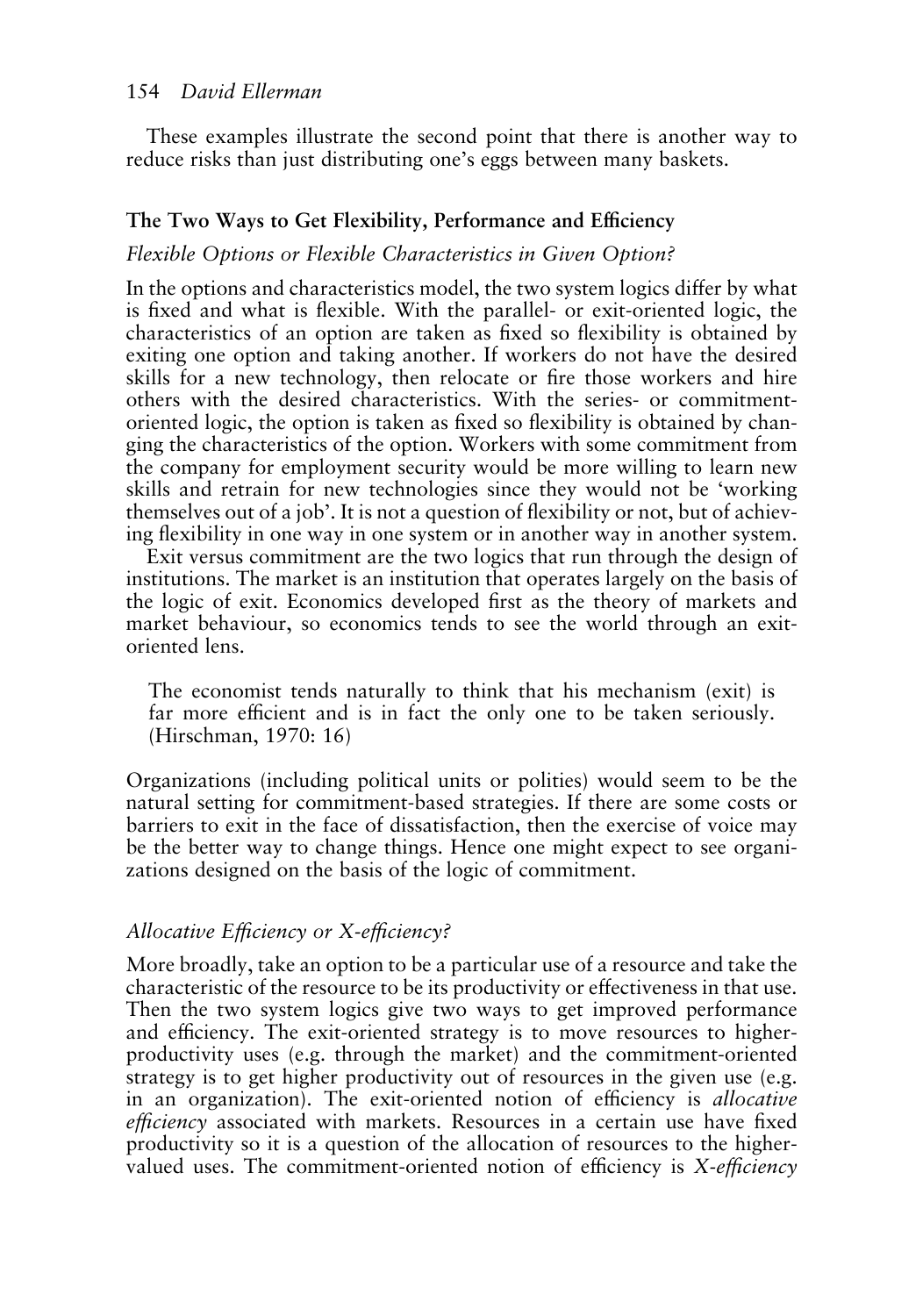These examples illustrate the second point that there is another way to reduce risks than just distributing one's eggs between many baskets.

## The Two Ways to Get Flexibility, Performance and Efficiency

### *Flexible Options or Flexible Characteristics in Given Option?*

In the options and characteristics model, the two system logics differ by what is fixed and what is flexible. With the parallel- or exit-oriented logic, the characteristics of an option are taken as fixed so flexibility is obtained by exiting one option and taking another. If workers do not have the desired skills for a new technology, then relocate or fire those workers and hire others with the desired characteristics. With the series- or commitment-oriented logic, the option is taken as fixed so flexibility is obtained by changing the characteristics of the option. Workers with some commitment from the company for employment security would be more willing to learn new skills and retrain for new technologies since they would not be 'working themselves out of a job'. It is not a question of flexibility or not, but of achieving flexibility in one way in one system or in another way in another system.

Exit versus commitment are the two logics that run through the design of institutions. The market is an institution that operates largely on the basis of the logic of exit. Economics developed first as the theory of markets and market behaviour, so economics tends to see the world through an exit-oriented lens.

> The economist tends naturally to think that his mechanism (exit) is far more efficient and is in fact the only one to be taken seriously. (Hirschman, 1970: 16)

Organizations (including political units or polities) would seem to be the natural setting for commitment-based strategies. If there are some costs or barriers to exit in the face of dissatisfaction, then the exercise of voice may be the better way to change things. Hence one might expect to see organizations designed on the basis of the logic of commitment.

### *Allocative Efficiency or X-efficiency?*

More broadly, take an option to be a particular use of a resource and take the characteristic of the resource to be its productivity or effectiveness in that use. Then the two system logics give two ways to get improved performance and efficiency. The exit-oriented strategy is to move resources to higher-productivity uses (e.g. through the market) and the commitment-oriented strategy is to get higher productivity out of resources in the given use (e.g. in an organization). The exit-oriented notion of efficiency is *allocative efficiency* associated with markets. Resources in a certain use have fixed productivity so it is a question of the allocation of resources to the higher-valued uses. The commitment-oriented notion of efficiency is *X-efficiency*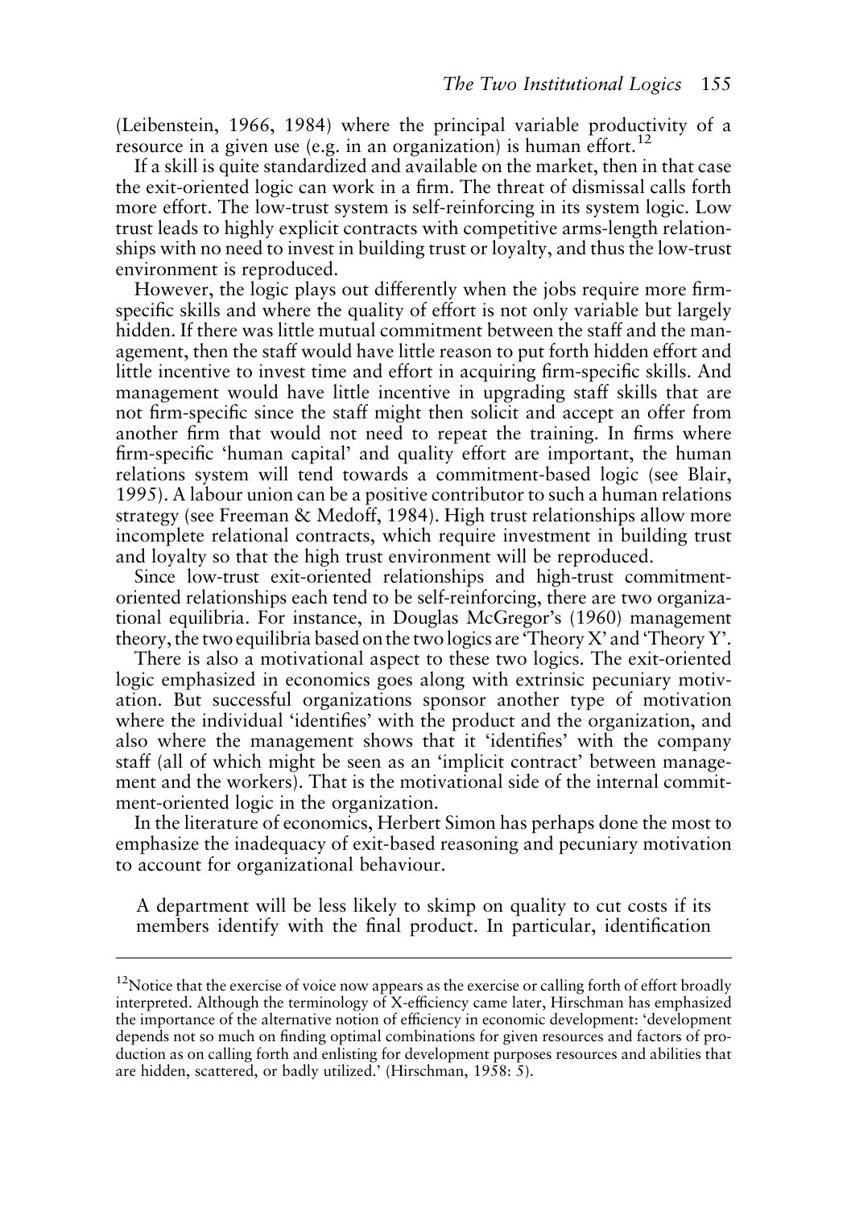(Leibenstein, 1966, 1984) where the principal variable productivity of a resource in a given use (e.g. in an organization) is human effort.[12]

If a skill is quite standardized and available on the market, then in that case the exit-oriented logic can work in a firm. The threat of dismissal calls forth more effort. The low-trust system is self-reinforcing in its system logic. Low trust leads to highly explicit contracts with competitive arms-length relationships with no need to invest in building trust or loyalty, and thus the low-trust environment is reproduced.

However, the logic plays out differently when the jobs require more firm-specific skills and where the quality of effort is not only variable but largely hidden. If there was little mutual commitment between the staff and the management, then the staff would have little reason to put forth hidden effort and little incentive to invest time and effort in acquiring firm-specific skills. And management would have little incentive in upgrading staff skills that are not firm-specific since the staff might then solicit and accept an offer from another firm that would not need to repeat the training. In firms where firm-specific 'human capital' and quality effort are important, the human relations system will tend towards a commitment-based logic (see Blair, 1995). A labour union can be a positive contributor to such a human relations strategy (see Freeman & Medoff, 1984). High trust relationships allow more incomplete relational contracts, which require investment in building trust and loyalty so that the high trust environment will be reproduced.

Since low-trust exit-oriented relationships and high-trust commitment-oriented relationships each tend to be self-reinforcing, there are two organizational equilibria. For instance, in Douglas McGregor's (1960) management theory, the two equilibria based on the two logics are 'Theory X' and 'Theory Y'.

There is also a motivational aspect to these two logics. The exit-oriented logic emphasized in economics goes along with extrinsic pecuniary motivation. But successful organizations sponsor another type of motivation where the individual 'identifies' with the product and the organization, and also where the management shows that it 'identifies' with the company staff (all of which might be seen as an 'implicit contract' between management and the workers). That is the motivational side of the internal commitment-oriented logic in the organization.

In the literature of economics, Herbert Simon has perhaps done the most to emphasize the inadequacy of exit-based reasoning and pecuniary motivation to account for organizational behaviour.

> A department will be less likely to skimp on quality to cut costs if its members identify with the final product. In particular, identification

---

[12] Notice that the exercise of voice now appears as the exercise or calling forth of effort broadly interpreted. Although the terminology of X-efficiency came later, Hirschman has emphasized the importance of the alternative notion of efficiency in economic development: 'development depends not so much on finding optimal combinations for given resources and factors of production as on calling forth and enlisting for development purposes resources and abilities that are hidden, scattered, or badly utilized.' (Hirschman, 1958: 5).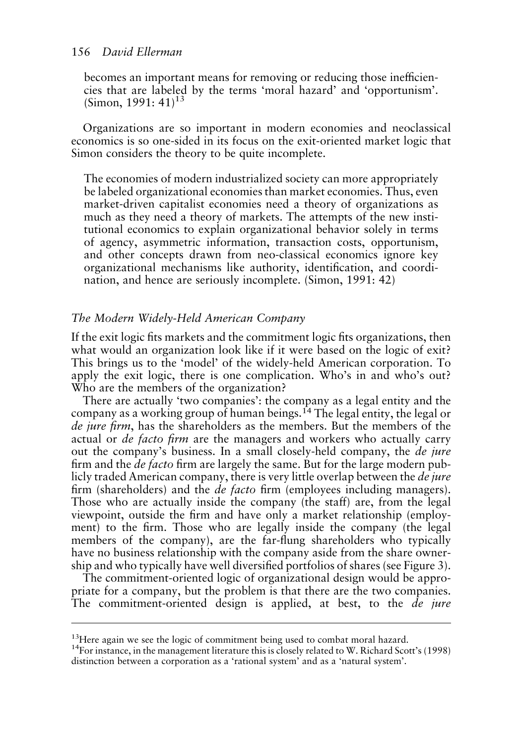becomes an important means for removing or reducing those inefficiencies that are labeled by the terms 'moral hazard' and 'opportunism'. (Simon, 1991: 41)[13]

Organizations are so important in modern economies and neoclassical economics is so one-sided in its focus on the exit-oriented market logic that Simon considers the theory to be quite incomplete.

> The economies of modern industrialized society can more appropriately be labeled organizational economies than market economies. Thus, even market-driven capitalist economies need a theory of organizations as much as they need a theory of markets. The attempts of the new institutional economics to explain organizational behavior solely in terms of agency, asymmetric information, transaction costs, opportunism, and other concepts drawn from neo-classical economics ignore key organizational mechanisms like authority, identification, and coordination, and hence are seriously incomplete. (Simon, 1991: 42)

### *The Modern Widely-Held American Company*

If the exit logic fits markets and the commitment logic fits organizations, then what would an organization look like if it were based on the logic of exit? This brings us to the 'model' of the widely-held American corporation. To apply the exit logic, there is one complication. Who's in and who's out? Who are the members of the organization?

There are actually 'two companies': the company as a legal entity and the company as a working group of human beings.[14] The legal entity, the legal or *de jure firm*, has the shareholders as the members. But the members of the actual or *de facto firm* are the managers and workers who actually carry out the company's business. In a small closely-held company, the *de jure* firm and the *de facto* firm are largely the same. But for the large modern publicly traded American company, there is very little overlap between the *de jure* firm (shareholders) and the *de facto* firm (employees including managers). Those who are actually inside the company (the staff) are, from the legal viewpoint, outside the firm and have only a market relationship (employment) to the firm. Those who are legally inside the company (the legal members of the company), are the far-flung shareholders who typically have no business relationship with the company aside from the share ownership and who typically have well diversified portfolios of shares (see Figure 3).

The commitment-oriented logic of organizational design would be appropriate for a company, but the problem is that there are the two companies. The commitment-oriented design is applied, at best, to the *de jure*

---

[13] Here again we see the logic of commitment being used to combat moral hazard.

[14] For instance, in the management literature this is closely related to W. Richard Scott's (1998) distinction between a corporation as a 'rational system' and as a 'natural system'.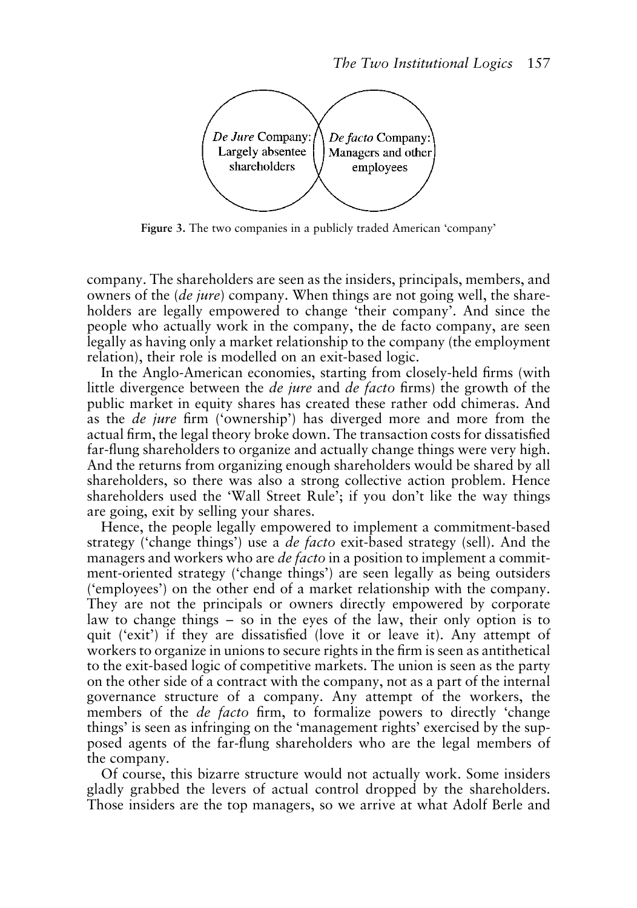*De Jure* Company: Largely absentee shareholders

*De facto* Company: Managers and other employees

**Figure 3.** The two companies in a publicly traded American 'company'

company. The shareholders are seen as the insiders, principals, members, and owners of the (*de jure*) company. When things are not going well, the shareholders are legally empowered to change 'their company'. And since the people who actually work in the company, the de facto company, are seen legally as having only a market relationship to the company (the employment relation), their role is modelled on an exit-based logic.

In the Anglo-American economies, starting from closely-held firms (with little divergence between the *de jure* and *de facto* firms) the growth of the public market in equity shares has created these rather odd chimeras. And as the *de jure* firm ('ownership') has diverged more and more from the actual firm, the legal theory broke down. The transaction costs for dissatisfied far-flung shareholders to organize and actually change things were very high. And the returns from organizing enough shareholders would be shared by all shareholders, so there was also a strong collective action problem. Hence shareholders used the 'Wall Street Rule'; if you don't like the way things are going, exit by selling your shares.

Hence, the people legally empowered to implement a commitment-based strategy ('change things') use a *de facto* exit-based strategy (sell). And the managers and workers who are *de facto* in a position to implement a commitment-oriented strategy ('change things') are seen legally as being outsiders ('employees') on the other end of a market relationship with the company. They are not the principals or owners directly empowered by corporate law to change things – so in the eyes of the law, their only option is to quit ('exit') if they are dissatisfied (love it or leave it). Any attempt of workers to organize in unions to secure rights in the firm is seen as antithetical to the exit-based logic of competitive markets. The union is seen as the party on the other side of a contract with the company, not as a part of the internal governance structure of a company. Any attempt of the workers, the members of the *de facto* firm, to formalize powers to directly 'change things' is seen as infringing on the 'management rights' exercised by the supposed agents of the far-flung shareholders who are the legal members of the company.

Of course, this bizarre structure would not actually work. Some insiders gladly grabbed the levers of actual control dropped by the shareholders. Those insiders are the top managers, so we arrive at what Adolf Berle and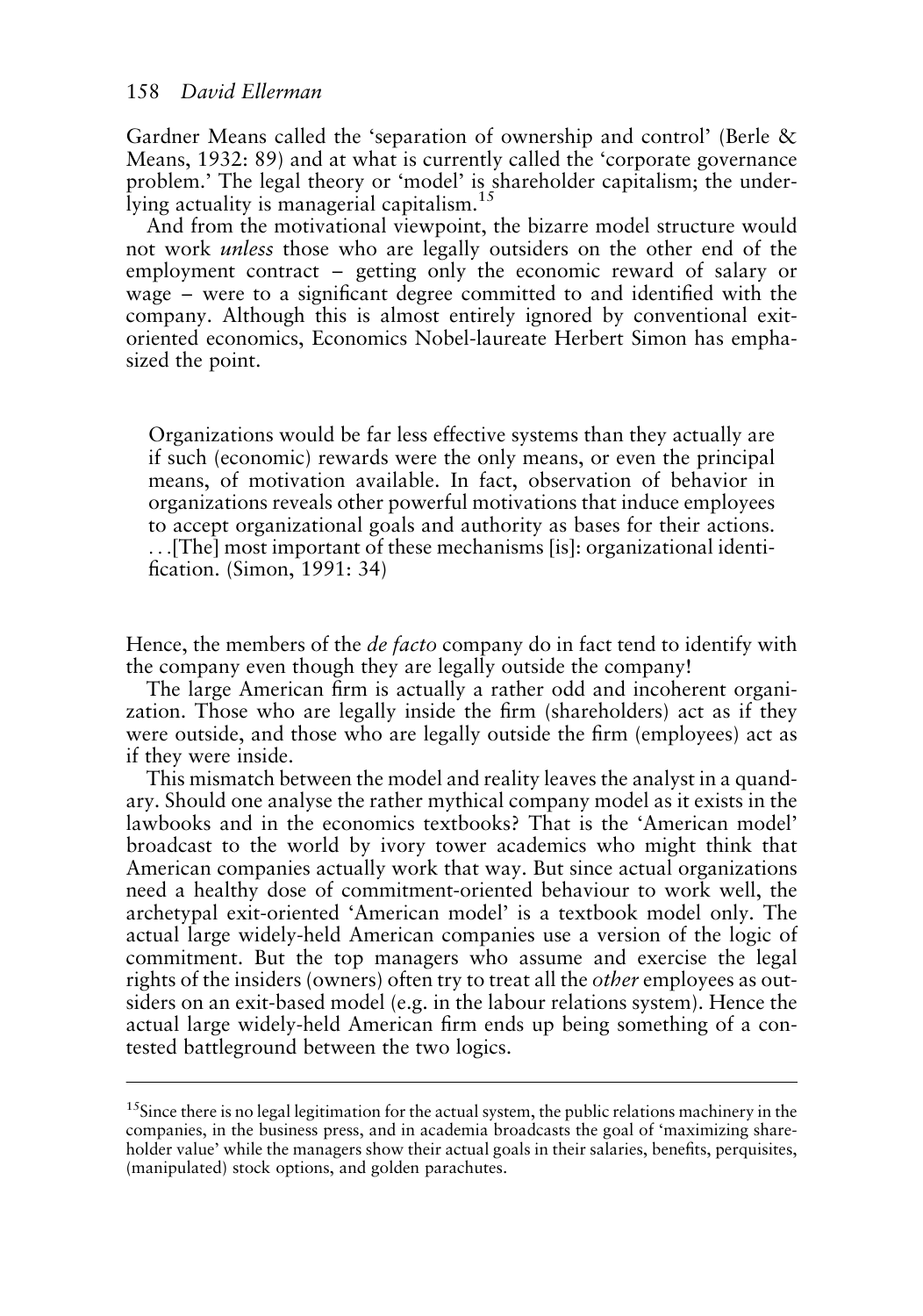Gardner Means called the 'separation of ownership and control' (Berle & Means, 1932: 89) and at what is currently called the 'corporate governance problem.' The legal theory or 'model' is shareholder capitalism; the underlying actuality is managerial capitalism.[15]

And from the motivational viewpoint, the bizarre model structure would not work *unless* those who are legally outsiders on the other end of the employment contract – getting only the economic reward of salary or wage – were to a significant degree committed to and identified with the company. Although this is almost entirely ignored by conventional exit-oriented economics, Economics Nobel-laureate Herbert Simon has emphasized the point.

> Organizations would be far less effective systems than they actually are if such (economic) rewards were the only means, or even the principal means, of motivation available. In fact, observation of behavior in organizations reveals other powerful motivations that induce employees to accept organizational goals and authority as bases for their actions. ...[The] most important of these mechanisms [is]: organizational identification. (Simon, 1991: 34)

Hence, the members of the *de facto* company do in fact tend to identify with the company even though they are legally outside the company!

The large American firm is actually a rather odd and incoherent organization. Those who are legally inside the firm (shareholders) act as if they were outside, and those who are legally outside the firm (employees) act as if they were inside.

This mismatch between the model and reality leaves the analyst in a quandary. Should one analyse the rather mythical company model as it exists in the lawbooks and in the economics textbooks? That is the 'American model' broadcast to the world by ivory tower academics who might think that American companies actually work that way. But since actual organizations need a healthy dose of commitment-oriented behaviour to work well, the archetypal exit-oriented 'American model' is a textbook model only. The actual large widely-held American companies use a version of the logic of commitment. But the top managers who assume and exercise the legal rights of the insiders (owners) often try to treat all the *other* employees as outsiders on an exit-based model (e.g. in the labour relations system). Hence the actual large widely-held American firm ends up being something of a contested battleground between the two logics.

---

[15] Since there is no legal legitimation for the actual system, the public relations machinery in the companies, in the business press, and in academia broadcasts the goal of 'maximizing shareholder value' while the managers show their actual goals in their salaries, benefits, perquisites, (manipulated) stock options, and golden parachutes.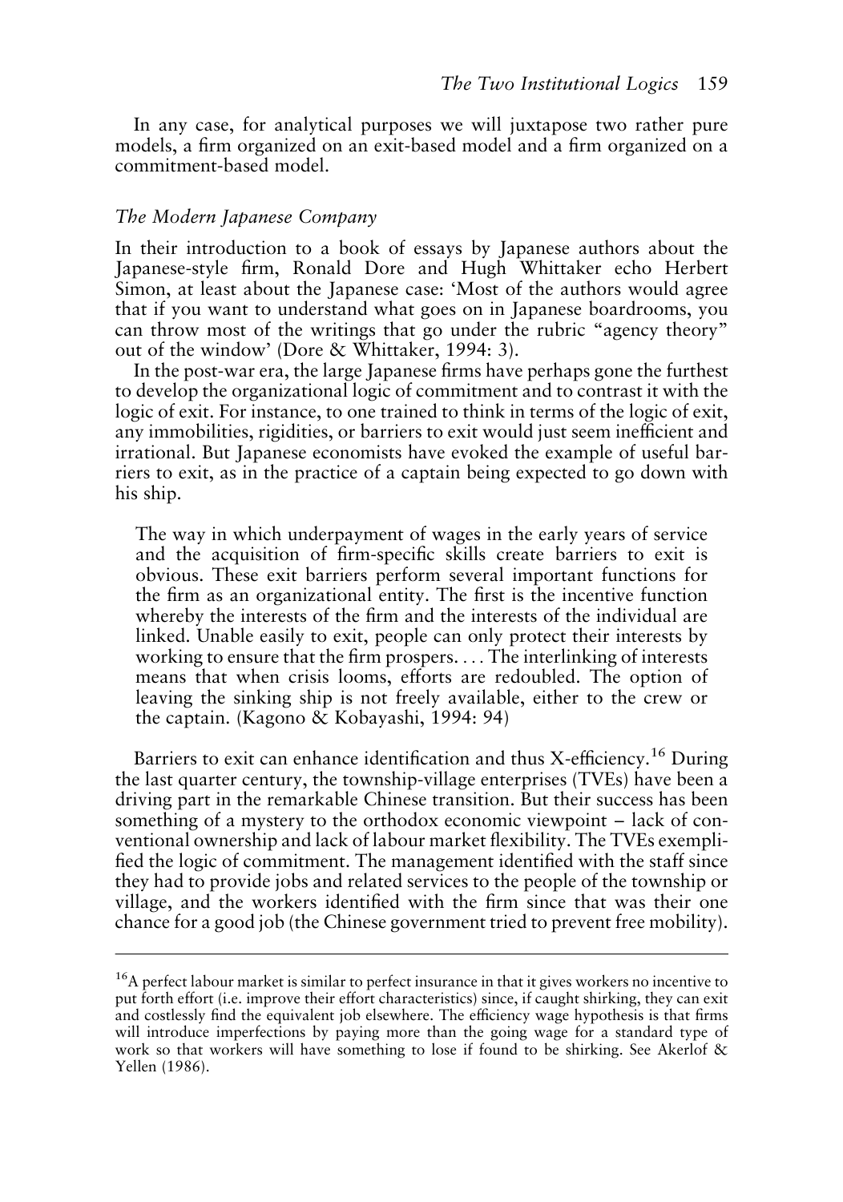In any case, for analytical purposes we will juxtapose two rather pure models, a firm organized on an exit-based model and a firm organized on a commitment-based model.

### *The Modern Japanese Company*

In their introduction to a book of essays by Japanese authors about the Japanese-style firm, Ronald Dore and Hugh Whittaker echo Herbert Simon, at least about the Japanese case: 'Most of the authors would agree that if you want to understand what goes on in Japanese boardrooms, you can throw most of the writings that go under the rubric "agency theory" out of the window' (Dore & Whittaker, 1994: 3).

In the post-war era, the large Japanese firms have perhaps gone the furthest to develop the organizational logic of commitment and to contrast it with the logic of exit. For instance, to one trained to think in terms of the logic of exit, any immobilities, rigidities, or barriers to exit would just seem inefficient and irrational. But Japanese economists have evoked the example of useful barriers to exit, as in the practice of a captain being expected to go down with his ship.

> The way in which underpayment of wages in the early years of service and the acquisition of firm-specific skills create barriers to exit is obvious. These exit barriers perform several important functions for the firm as an organizational entity. The first is the incentive function whereby the interests of the firm and the interests of the individual are linked. Unable easily to exit, people can only protect their interests by working to ensure that the firm prospers. . . . The interlinking of interests means that when crisis looms, efforts are redoubled. The option of leaving the sinking ship is not freely available, either to the crew or the captain. (Kagono & Kobayashi, 1994: 94)

Barriers to exit can enhance identification and thus X-efficiency.[16] During the last quarter century, the township-village enterprises (TVEs) have been a driving part in the remarkable Chinese transition. But their success has been something of a mystery to the orthodox economic viewpoint – lack of conventional ownership and lack of labour market flexibility. The TVEs exemplified the logic of commitment. The management identified with the staff since they had to provide jobs and related services to the people of the township or village, and the workers identified with the firm since that was their one chance for a good job (the Chinese government tried to prevent free mobility).

---

[16] A perfect labour market is similar to perfect insurance in that it gives workers no incentive to put forth effort (i.e. improve their effort characteristics) since, if caught shirking, they can exit and costlessly find the equivalent job elsewhere. The efficiency wage hypothesis is that firms will introduce imperfections by paying more than the going wage for a standard type of work so that workers will have something to lose if found to be shirking. See Akerlof & Yellen (1986).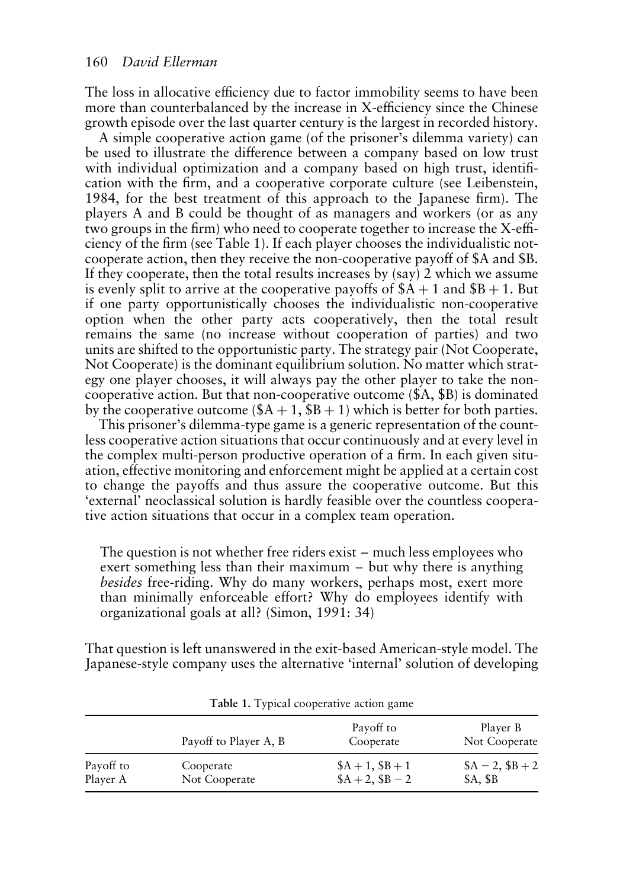The loss in allocative efficiency due to factor immobility seems to have been more than counterbalanced by the increase in X-efficiency since the Chinese growth episode over the last quarter century is the largest in recorded history.

A simple cooperative action game (of the prisoner's dilemma variety) can be used to illustrate the difference between a company based on low trust with individual optimization and a company based on high trust, identification with the firm, and a cooperative corporate culture (see Leibenstein, 1984, for the best treatment of this approach to the Japanese firm). The players A and B could be thought of as managers and workers (or as any two groups in the firm) who need to cooperate together to increase the X-efficiency of the firm (see Table 1). If each player chooses the individualistic not-cooperate action, then they receive the non-cooperative payoff of \$A and \$B. If they cooperate, then the total results increases by (say) 2 which we assume is evenly split to arrive at the cooperative payoffs of $\$A + 1$ and $\$B + 1$. But if one party opportunistically chooses the individualistic non-cooperative option when the other party acts cooperatively, then the total result remains the same (no increase without cooperation of parties) and two units are shifted to the opportunistic party. The strategy pair (Not Cooperate, Not Cooperate) is the dominant equilibrium solution. No matter which strategy one player chooses, it will always pay the other player to take the non-cooperative action. But that non-cooperative outcome (\$A, \$B) is dominated by the cooperative outcome ($\$A + 1$, $\$B + 1$) which is better for both parties.

This prisoner's dilemma-type game is a generic representation of the countless cooperative action situations that occur continuously and at every level in the complex multi-person productive operation of a firm. In each given situation, effective monitoring and enforcement might be applied at a certain cost to change the payoffs and thus assure the cooperative outcome. But this 'external' neoclassical solution is hardly feasible over the countless cooperative action situations that occur in a complex team operation.

> The question is not whether free riders exist – much less employees who exert something less than their maximum – but why there is anything *besides* free-riding. Why do many workers, perhaps most, exert more than minimally enforceable effort? Why do employees identify with organizational goals at all? (Simon, 1991: 34)

That question is left unanswered in the exit-based American-style model. The Japanese-style company uses the alternative 'internal' solution of developing

**Table 1.** Typical cooperative action game

| | Payoff to Player A, B | Payoff to Cooperate | Player B Not Cooperate |
|---|---|---|---|
| Payoff to | Cooperate | $\$A + 1$, $\$B + 1$ | $\$A - 2$, $\$B + 2$ |
| Player A | Not Cooperate | $\$A + 2$, $\$B - 2$ | \$A, \$B |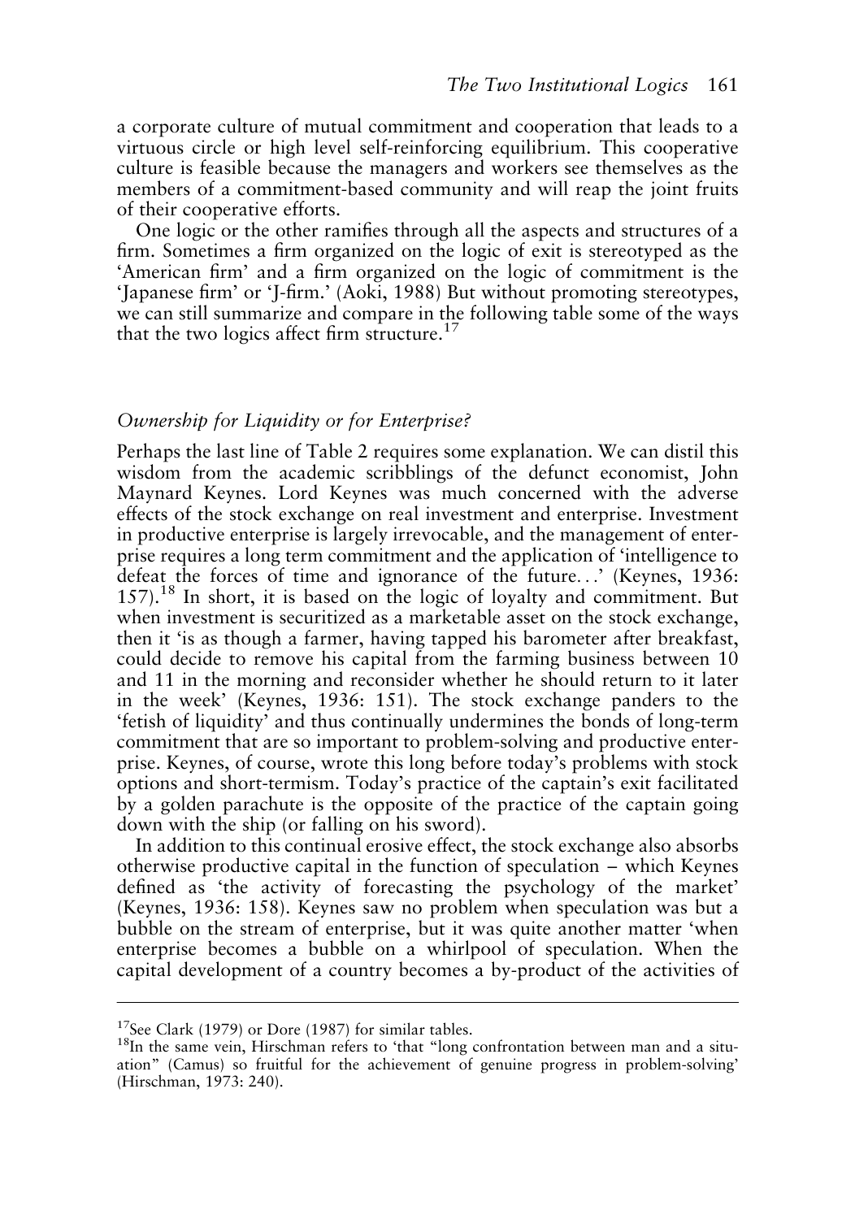a corporate culture of mutual commitment and cooperation that leads to a virtuous circle or high level self-reinforcing equilibrium. This cooperative culture is feasible because the managers and workers see themselves as the members of a commitment-based community and will reap the joint fruits of their cooperative efforts.

One logic or the other ramifies through all the aspects and structures of a firm. Sometimes a firm organized on the logic of exit is stereotyped as the 'American firm' and a firm organized on the logic of commitment is the 'Japanese firm' or 'J-firm.' (Aoki, 1988) But without promoting stereotypes, we can still summarize and compare in the following table some of the ways that the two logics affect firm structure.[17]

### *Ownership for Liquidity or for Enterprise?*

Perhaps the last line of Table 2 requires some explanation. We can distil this wisdom from the academic scribblings of the defunct economist, John Maynard Keynes. Lord Keynes was much concerned with the adverse effects of the stock exchange on real investment and enterprise. Investment in productive enterprise is largely irrevocable, and the management of enterprise requires a long term commitment and the application of 'intelligence to defeat the forces of time and ignorance of the future...' (Keynes, 1936: 157).[18] In short, it is based on the logic of loyalty and commitment. But when investment is securitized as a marketable asset on the stock exchange, then it 'is as though a farmer, having tapped his barometer after breakfast, could decide to remove his capital from the farming business between 10 and 11 in the morning and reconsider whether he should return to it later in the week' (Keynes, 1936: 151). The stock exchange panders to the 'fetish of liquidity' and thus continually undermines the bonds of long-term commitment that are so important to problem-solving and productive enterprise. Keynes, of course, wrote this long before today's problems with stock options and short-termism. Today's practice of the captain's exit facilitated by a golden parachute is the opposite of the practice of the captain going down with the ship (or falling on his sword).

In addition to this continual erosive effect, the stock exchange also absorbs otherwise productive capital in the function of speculation – which Keynes defined as 'the activity of forecasting the psychology of the market' (Keynes, 1936: 158). Keynes saw no problem when speculation was but a bubble on the stream of enterprise, but it was quite another matter 'when enterprise becomes a bubble on a whirlpool of speculation. When the capital development of a country becomes a by-product of the activities of

---

[17] See Clark (1979) or Dore (1987) for similar tables.

[18] In the same vein, Hirschman refers to 'that "long confrontation between man and a situation" (Camus) so fruitful for the achievement of genuine progress in problem-solving' (Hirschman, 1973: 240).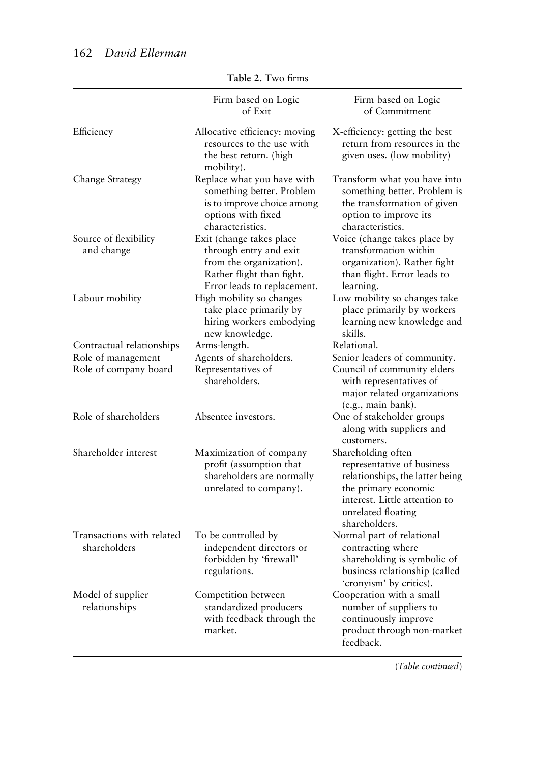**Table 2.** Two firms

| | Firm based on Logic of Exit | Firm based on Logic of Commitment |
|---|---|---|
| Efficiency | Allocative efficiency: moving resources to the use with the best return. (high mobility). | X-efficiency: getting the best return from resources in the given uses. (low mobility) |
| Change Strategy | Replace what you have with something better. Problem is to improve choice among options with fixed characteristics. | Transform what you have into something better. Problem is the transformation of given option to improve its characteristics. |
| Source of flexibility and change | Exit (change takes place through entry and exit from the organization). Rather flight than fight. Error leads to replacement. | Voice (change takes place by transformation within organization). Rather fight than flight. Error leads to learning. |
| Labour mobility | High mobility so changes take place primarily by hiring workers embodying new knowledge. | Low mobility so changes take place primarily by workers learning new knowledge and skills. |
| Contractual relationships | Arms-length. | Relational. |
| Role of management | Agents of shareholders. | Senior leaders of community. |
| Role of company board | Representatives of shareholders. | Council of community elders with representatives of major related organizations (e.g., main bank). |
| Role of shareholders | Absentee investors. | One of stakeholder groups along with suppliers and customers. |
| Shareholder interest | Maximization of company profit (assumption that shareholders are normally unrelated to company). | Shareholding often representative of business relationships, the latter being the primary economic interest. Little attention to unrelated floating shareholders. |
| Transactions with related shareholders | To be controlled by independent directors or forbidden by 'firewall' regulations. | Normal part of relational contracting where shareholding is symbolic of business relationship (called 'cronyism' by critics). |
| Model of supplier relationships | Competition between standardized producers with feedback through the market. | Cooperation with a small number of suppliers to continuously improve product through non-market feedback. |

(*Table continued*)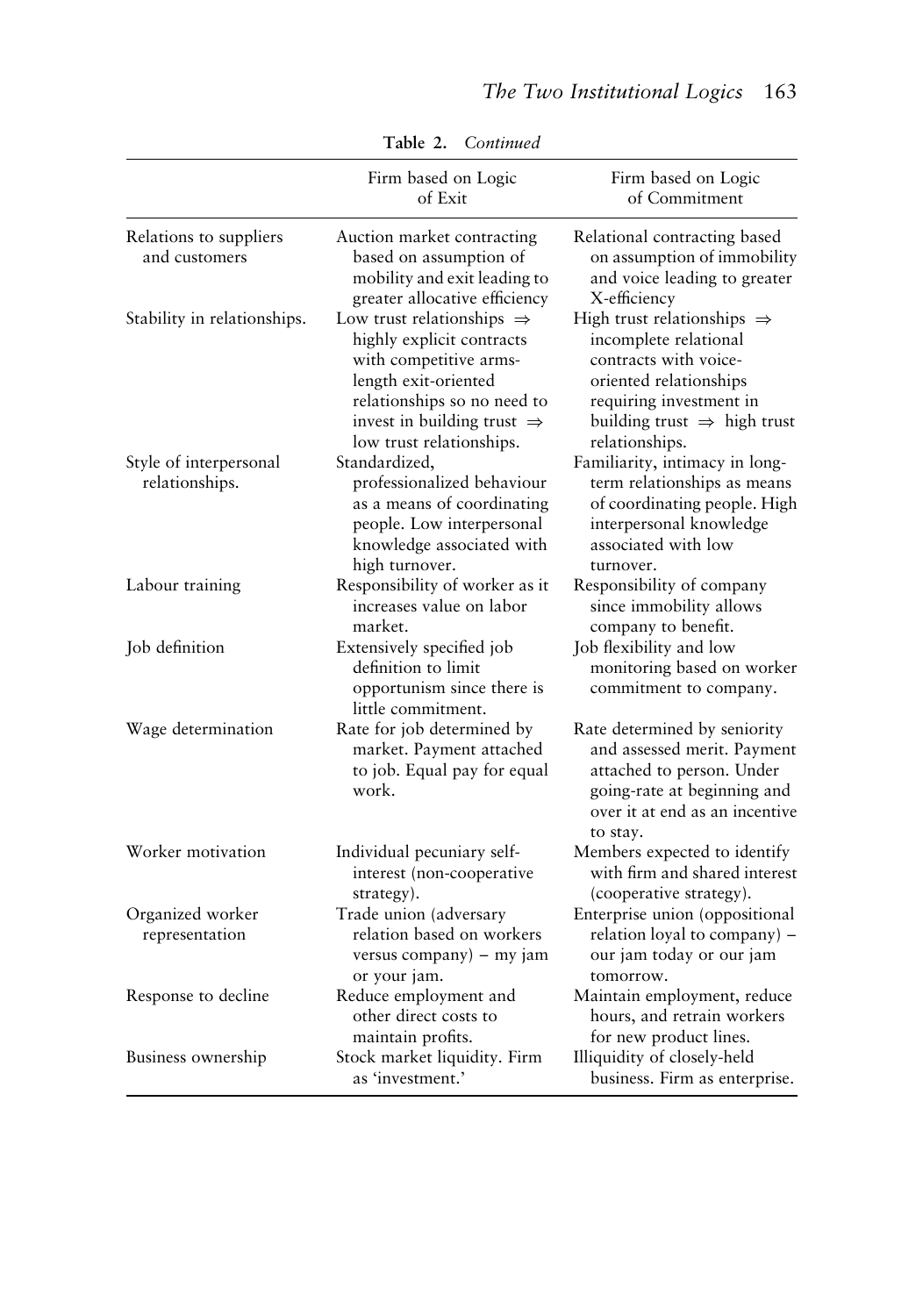**Table 2.** *Continued*

| | Firm based on Logic of Exit | Firm based on Logic of Commitment |
|---|---|---|
| Relations to suppliers and customers | Auction market contracting based on assumption of mobility and exit leading to greater allocative efficiency | Relational contracting based on assumption of immobility and voice leading to greater X-efficiency |
| Stability in relationships. | Low trust relationships $\Rightarrow$ highly explicit contracts with competitive arms-length exit-oriented relationships so no need to invest in building trust $\Rightarrow$ low trust relationships. | High trust relationships $\Rightarrow$ incomplete relational contracts with voice-oriented relationships requiring investment in building trust $\Rightarrow$ high trust relationships. |
| Style of interpersonal relationships. | Standardized, professionalized behaviour as a means of coordinating people. Low interpersonal knowledge associated with high turnover. | Familiarity, intimacy in long-term relationships as means of coordinating people. High interpersonal knowledge associated with low turnover. |
| Labour training | Responsibility of worker as it increases value on labor market. | Responsibility of company since immobility allows company to benefit. |
| Job definition | Extensively specified job definition to limit opportunism since there is little commitment. | Job flexibility and low monitoring based on worker commitment to company. |
| Wage determination | Rate for job determined by market. Payment attached to job. Equal pay for equal work. | Rate determined by seniority and assessed merit. Payment attached to person. Under going-rate at beginning and over it at end as an incentive to stay. |
| Worker motivation | Individual pecuniary self-interest (non-cooperative strategy). | Members expected to identify with firm and shared interest (cooperative strategy). |
| Organized worker representation | Trade union (adversary relation based on workers versus company) – my jam or your jam. | Enterprise union (oppositional relation loyal to company) – our jam today or our jam tomorrow. |
| Response to decline | Reduce employment and other direct costs to maintain profits. | Maintain employment, reduce hours, and retrain workers for new product lines. |
| Business ownership | Stock market liquidity. Firm as 'investment.' | Illiquidity of closely-held business. Firm as enterprise. |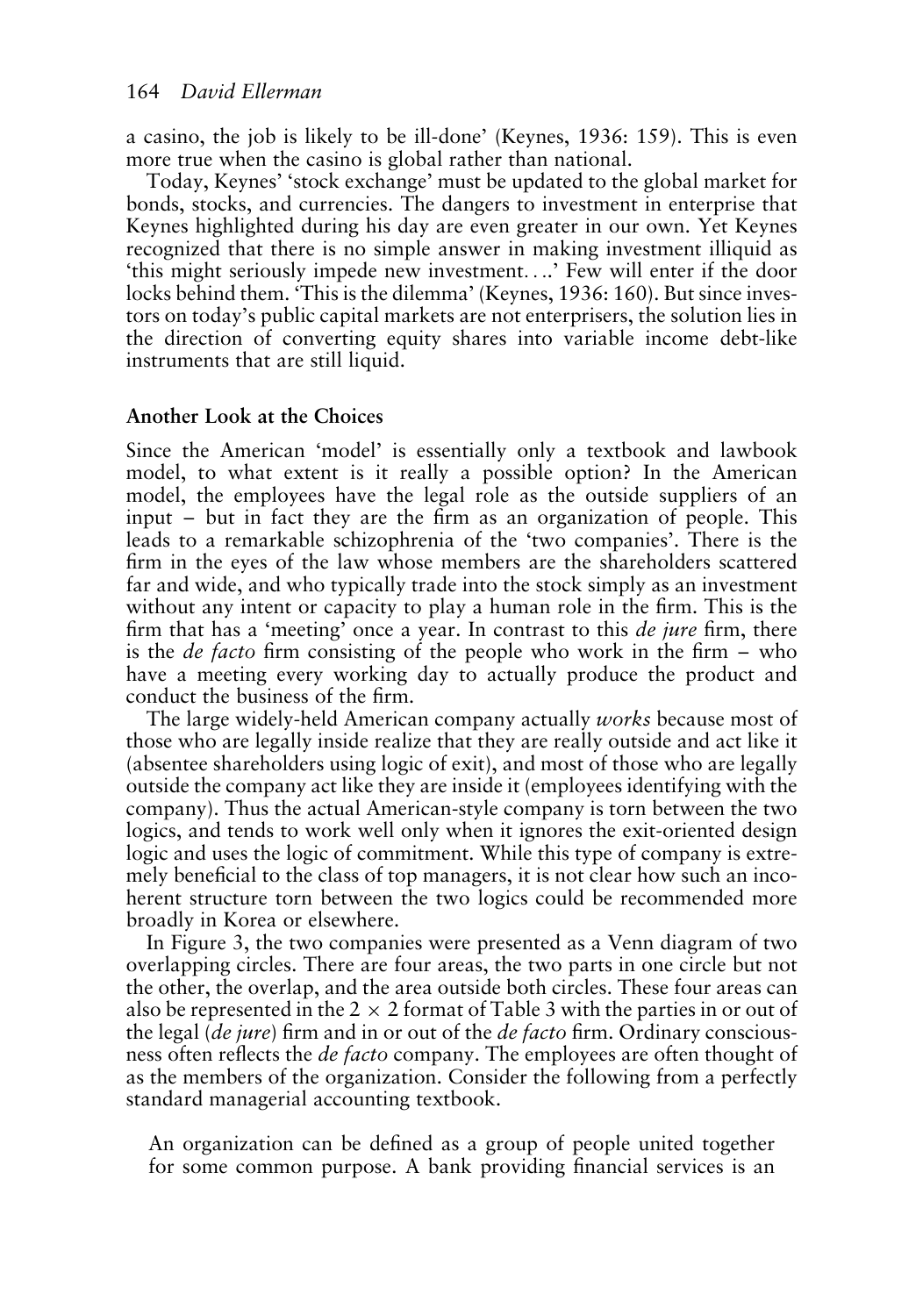a casino, the job is likely to be ill-done' (Keynes, 1936: 159). This is even more true when the casino is global rather than national.

Today, Keynes' 'stock exchange' must be updated to the global market for bonds, stocks, and currencies. The dangers to investment in enterprise that Keynes highlighted during his day are even greater in our own. Yet Keynes recognized that there is no simple answer in making investment illiquid as 'this might seriously impede new investment....' Few will enter if the door locks behind them. 'This is the dilemma' (Keynes, 1936: 160). But since investors on today's public capital markets are not enterprisers, the solution lies in the direction of converting equity shares into variable income debt-like instruments that are still liquid.

## Another Look at the Choices

Since the American 'model' is essentially only a textbook and lawbook model, to what extent is it really a possible option? In the American model, the employees have the legal role as the outside suppliers of an input – but in fact they are the firm as an organization of people. This leads to a remarkable schizophrenia of the 'two companies'. There is the firm in the eyes of the law whose members are the shareholders scattered far and wide, and who typically trade into the stock simply as an investment without any intent or capacity to play a human role in the firm. This is the firm that has a 'meeting' once a year. In contrast to this *de jure* firm, there is the *de facto* firm consisting of the people who work in the firm – who have a meeting every working day to actually produce the product and conduct the business of the firm.

The large widely-held American company actually *works* because most of those who are legally inside realize that they are really outside and act like it (absentee shareholders using logic of exit), and most of those who are legally outside the company act like they are inside it (employees identifying with the company). Thus the actual American-style company is torn between the two logics, and tends to work well only when it ignores the exit-orientated design logic and uses the logic of commitment. While this type of company is extremely beneficial to the class of top managers, it is not clear how such an incoherent structure torn between the two logics could be recommended more broadly in Korea or elsewhere.

In Figure 3, the two companies were presented as a Venn diagram of two overlapping circles. There are four areas, the two parts in one circle but not the other, the overlap, and the area outside both circles. These four areas can also be represented in the 2 × 2 format of Table 3 with the parties in or out of the legal (*de jure*) firm and in or out of the *de facto* firm. Ordinary consciousness often reflects the *de facto* company. The employees are often thought of as the members of the organization. Consider the following from a perfectly standard managerial accounting textbook.

> An organization can be defined as a group of people united together for some common purpose. A bank providing financial services is an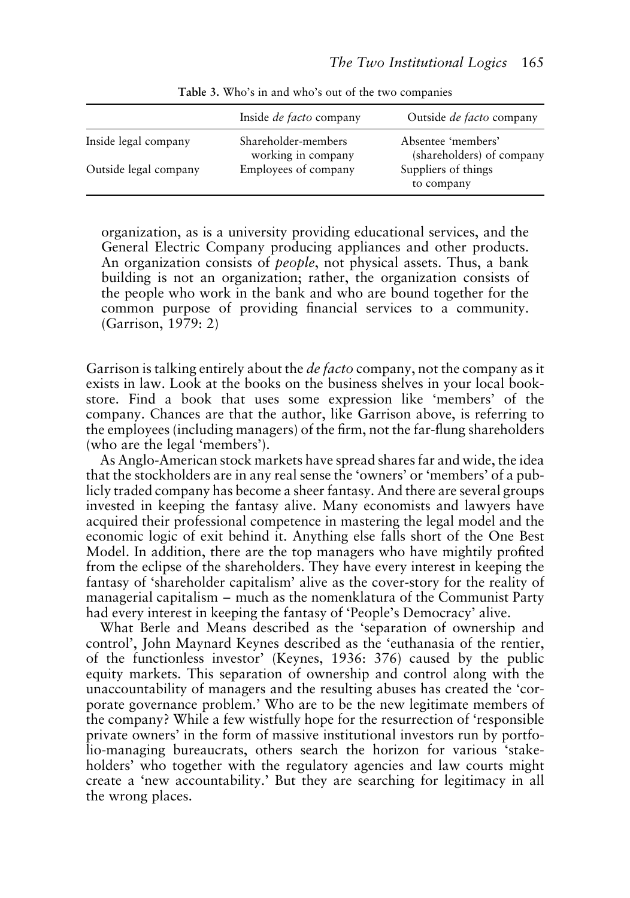**Table 3.** Who's in and who's out of the two companies

| | Inside *de facto* company | Outside *de facto* company |
|---|---|---|
| Inside legal company | Shareholder-members working in company | Absentee 'members' (shareholders) of company |
| Outside legal company | Employees of company | Suppliers of things to company |

> organization, as is a university providing educational services, and the General Electric Company producing appliances and other products. An organization consists of *people*, not physical assets. Thus, a bank building is not an organization; rather, the organization consists of the people who work in the bank and who are bound together for the common purpose of providing financial services to a community. (Garrison, 1979: 2)

Garrison is talking entirely about the *de facto* company, not the company as it exists in law. Look at the books on the business shelves in your local bookstore. Find a book that uses some expression like 'members' of the company. Chances are that the author, like Garrison above, is referring to the employees (including managers) of the firm, not the far-flung shareholders (who are the legal 'members').

As Anglo-American stock markets have spread shares far and wide, the idea that the stockholders are in any real sense the 'owners' or 'members' of a publicly traded company has become a sheer fantasy. And there are several groups invested in keeping the fantasy alive. Many economists and lawyers have acquired their professional competence in mastering the legal model and the economic logic of exit behind it. Anything else falls short of the One Best Model. In addition, there are the top managers who have mightily profited from the eclipse of the shareholders. They have every interest in keeping the fantasy of 'shareholder capitalism' alive as the cover-story for the reality of managerial capitalism – much as the nomenklatura of the Communist Party had every interest in keeping the fantasy of 'People's Democracy' alive.

What Berle and Means described as the 'separation of ownership and control', John Maynard Keynes described as the 'euthanasia of the rentier, of the functionless investor' (Keynes, 1936: 376) caused by the public equity markets. This separation of ownership and control along with the unaccountability of managers and the resulting abuses has created the 'corporate governance problem.' Who are to be the new legitimate members of the company? While a few wistfully hope for the resurrection of 'responsible private owners' in the form of massive institutional investors run by portfolio-managing bureaucrats, others search the horizon for various 'stakeholders' who together with the regulatory agencies and law courts might create a 'new accountability.' But they are searching for legitimacy in all the wrong places.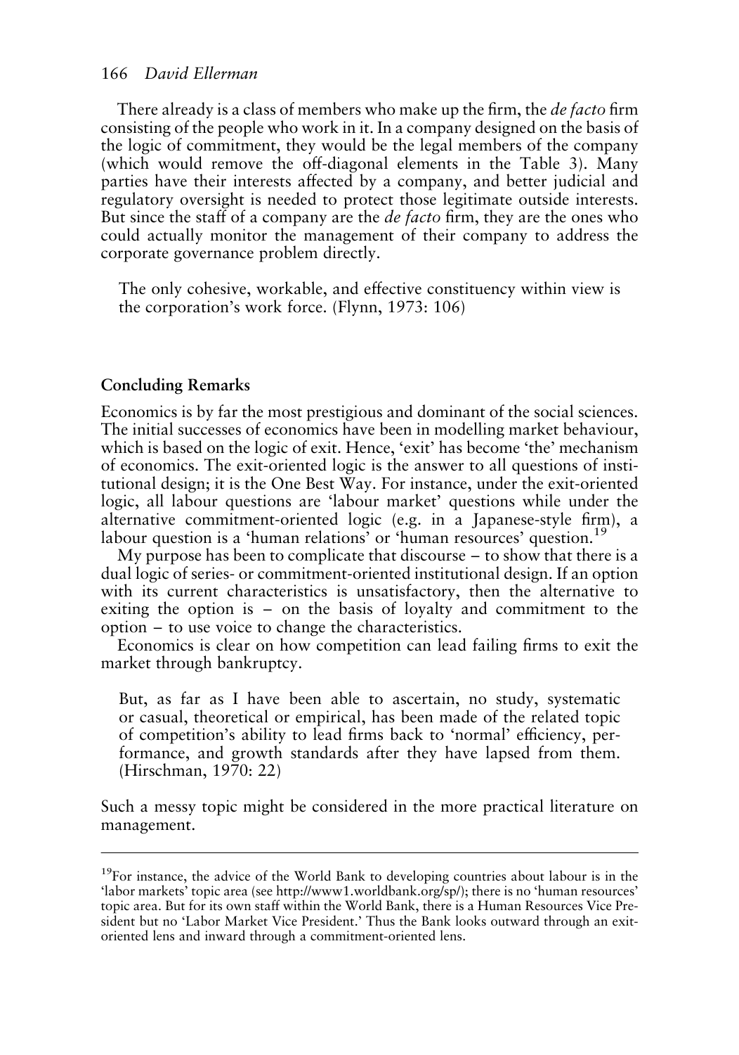There already is a class of members who make up the firm, the *de facto* firm consisting of the people who work in it. In a company designed on the basis of the logic of commitment, they would be the legal members of the company (which would remove the off-diagonal elements in the Table 3). Many parties have their interests affected by a company, and better judicial and regulatory oversight is needed to protect those legitimate outside interests. But since the staff of a company are the *de facto* firm, they are the ones who could actually monitor the management of their company to address the corporate governance problem directly.

> The only cohesive, workable, and effective constituency within view is the corporation's work force. (Flynn, 1973: 106)

## Concluding Remarks

Economics is by far the most prestigious and dominant of the social sciences. The initial successes of economics have been in modelling market behaviour, which is based on the logic of exit. Hence, 'exit' has become 'the' mechanism of economics. The exit-oriented logic is the answer to all questions of institutional design; it is the One Best Way. For instance, under the exit-oriented logic, all labour questions are 'labour market' questions while under the alternative commitment-oriented logic (e.g. in a Japanese-style firm), a labour question is a 'human relations' or 'human resources' question.[19]

My purpose has been to complicate that discourse – to show that there is a dual logic of series- or commitment-oriented institutional design. If an option with its current characteristics is unsatisfactory, then the alternative to exiting the option is – on the basis of loyalty and commitment to the option – to use voice to change the characteristics.

Economics is clear on how competition can lead failing firms to exit the market through bankruptcy.

> But, as far as I have been able to ascertain, no study, systematic or casual, theoretical or empirical, has been made of the related topic of competition's ability to lead firms back to 'normal' efficiency, performance, and growth standards after they have lapsed from them. (Hirschman, 1970: 22)

Such a messy topic might be considered in the more practical literature on management.

---

[19] For instance, the advice of the World Bank to developing countries about labour is in the 'labor markets' topic area (see http://www1.worldbank.org/sp/); there is no 'human resources' topic area. But for its own staff within the World Bank, there is a Human Resources Vice President but no 'Labor Market Vice President.' Thus the Bank looks outward through an exit-oriented lens and inward through a commitment-oriented lens.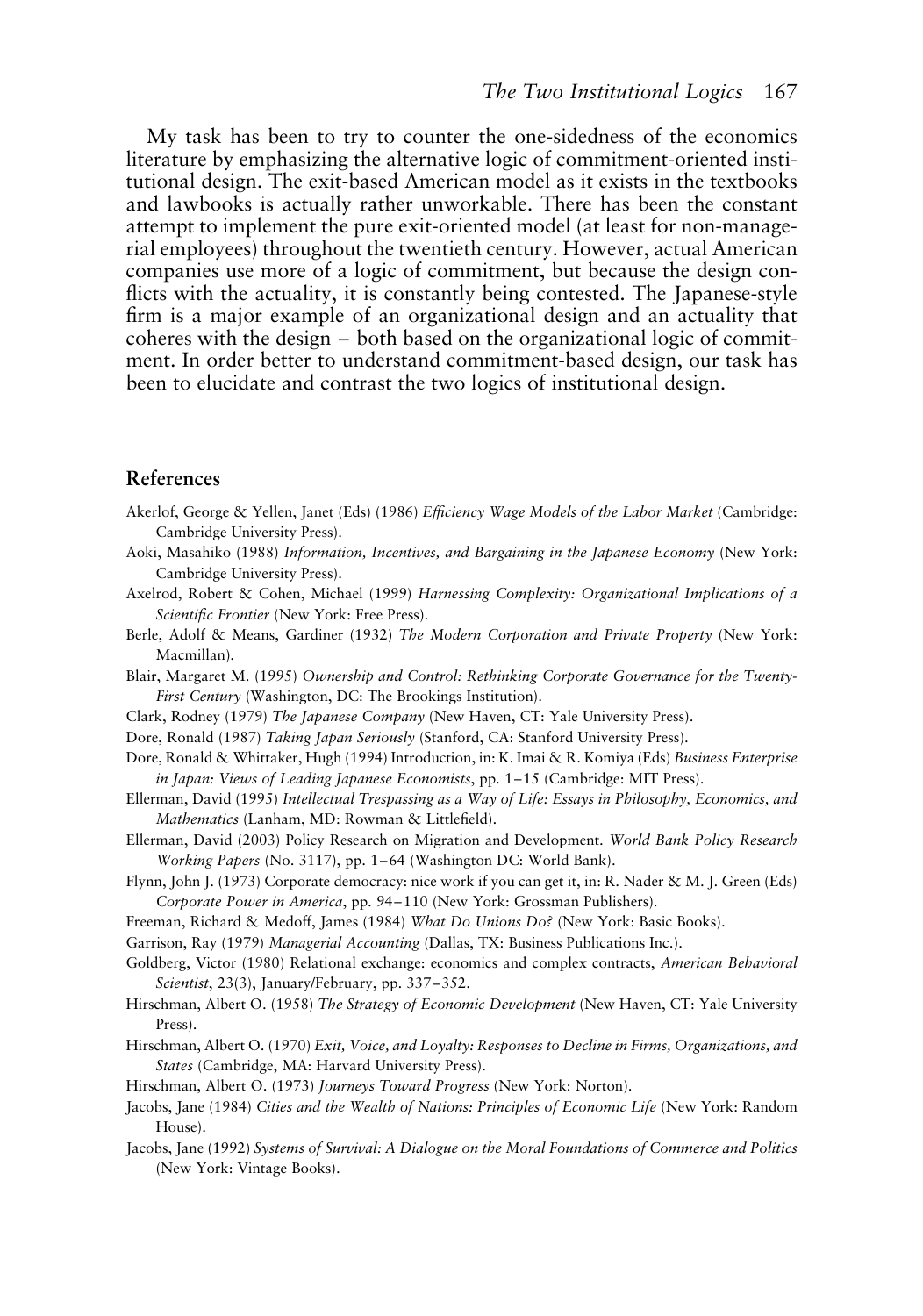My task has been to try to counter the one-sidedness of the economics literature by emphasizing the alternative logic of commitment-oriented institutional design. The exit-based American model as it exists in the textbooks and lawbooks is actually rather unworkable. There has been the constant attempt to implement the pure exit-oriented model (at least for non-managerial employees) throughout the twentieth century. However, actual American companies use more of a logic of commitment, but because the design conflicts with the actuality, it is constantly being contested. The Japanese-style firm is a major example of an organizational design and an actuality that coheres with the design – both based on the organizational logic of commitment. In order better to understand commitment-based design, our task has been to elucidate and contrast the two logics of institutional design.

## References

Akerlof, George & Yellen, Janet (Eds) (1986) *Efficiency Wage Models of the Labor Market* (Cambridge: Cambridge University Press).

Aoki, Masahiko (1988) *Information, Incentives, and Bargaining in the Japanese Economy* (New York: Cambridge University Press).

Axelrod, Robert & Cohen, Michael (1999) *Harnessing Complexity: Organizational Implications of a Scientific Frontier* (New York: Free Press).

Berle, Adolf & Means, Gardiner (1932) *The Modern Corporation and Private Property* (New York: Macmillan).

Blair, Margaret M. (1995) *Ownership and Control: Rethinking Corporate Governance for the Twenty-First Century* (Washington, DC: The Brookings Institution).

Clark, Rodney (1979) *The Japanese Company* (New Haven, CT: Yale University Press).

Dore, Ronald (1987) *Taking Japan Seriously* (Stanford, CA: Stanford University Press).

Dore, Ronald & Whittaker, Hugh (1994) Introduction, in: K. Imai & R. Komiya (Eds) *Business Enterprise in Japan: Views of Leading Japanese Economists*, pp. 1–15 (Cambridge: MIT Press).

Ellerman, David (1995) *Intellectual Trespassing as a Way of Life: Essays in Philosophy, Economics, and Mathematics* (Lanham, MD: Rowman & Littlefield).

Ellerman, David (2003) Policy Research on Migration and Development. *World Bank Policy Research Working Papers* (No. 3117), pp. 1–64 (Washington DC: World Bank).

Flynn, John J. (1973) Corporate democracy: nice work if you can get it, in: R. Nader & M. J. Green (Eds) *Corporate Power in America*, pp. 94–110 (New York: Grossman Publishers).

Freeman, Richard & Medoff, James (1984) *What Do Unions Do?* (New York: Basic Books).

Garrison, Ray (1979) *Managerial Accounting* (Dallas, TX: Business Publications Inc.).

Goldberg, Victor (1980) Relational exchange: economics and complex contracts, *American Behavioral Scientist*, 23(3), January/February, pp. 337–352.

Hirschman, Albert O. (1958) *The Strategy of Economic Development* (New Haven, CT: Yale University Press).

Hirschman, Albert O. (1970) *Exit, Voice, and Loyalty: Responses to Decline in Firms, Organizations, and States* (Cambridge, MA: Harvard University Press).

Hirschman, Albert O. (1973) *Journeys Toward Progress* (New York: Norton).

Jacobs, Jane (1984) *Cities and the Wealth of Nations: Principles of Economic Life* (New York: Random House).

Jacobs, Jane (1992) *Systems of Survival: A Dialogue on the Moral Foundations of Commerce and Politics* (New York: Vintage Books).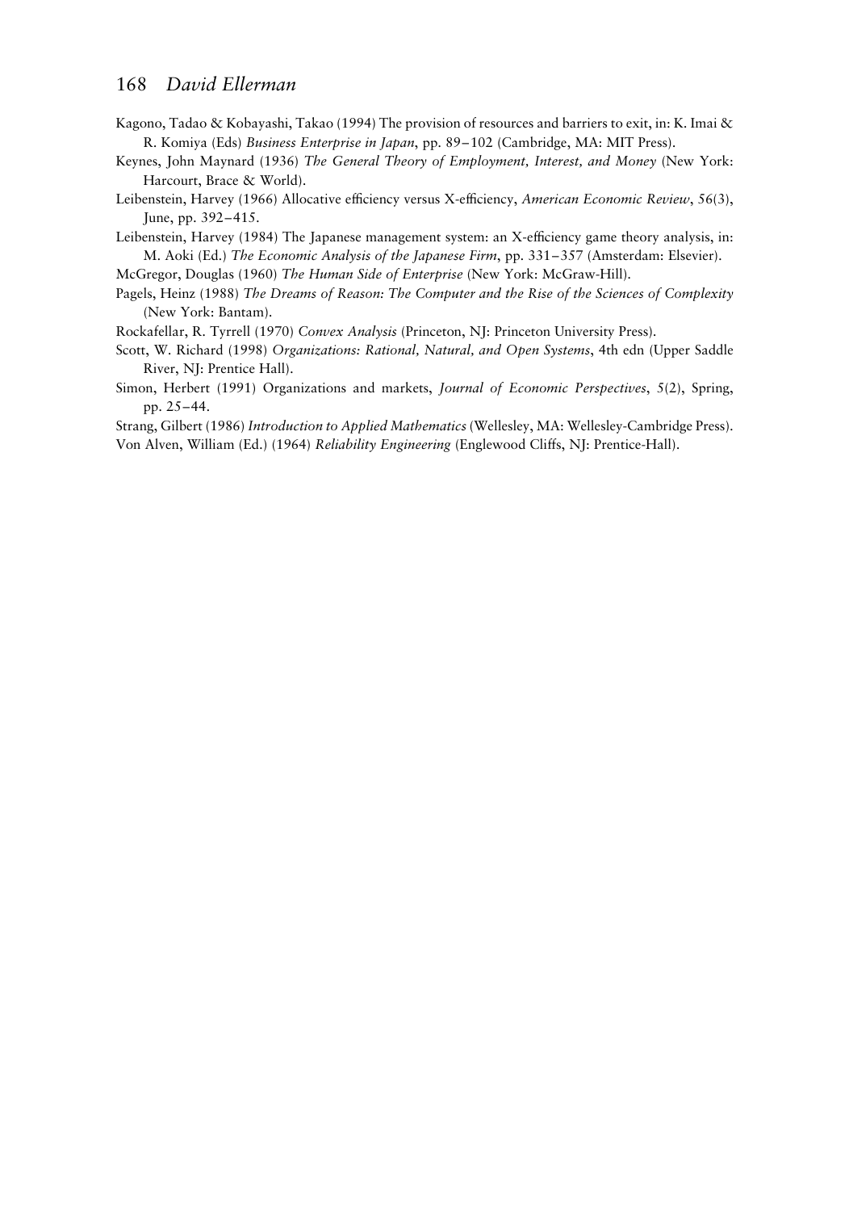Kagono, Tadao & Kobayashi, Takao (1994) The provision of resources and barriers to exit, in: K. Imai & R. Komiya (Eds) *Business Enterprise in Japan*, pp. 89–102 (Cambridge, MA: MIT Press).

Keynes, John Maynard (1936) *The General Theory of Employment, Interest, and Money* (New York: Harcourt, Brace & World).

Leibenstein, Harvey (1966) Allocative efficiency versus X-efficiency, *American Economic Review*, 56(3), June, pp. 392–415.

Leibenstein, Harvey (1984) The Japanese management system: an X-efficiency game theory analysis, in: M. Aoki (Ed.) *The Economic Analysis of the Japanese Firm*, pp. 331–357 (Amsterdam: Elsevier).

McGregor, Douglas (1960) *The Human Side of Enterprise* (New York: McGraw-Hill).

Pagels, Heinz (1988) *The Dreams of Reason: The Computer and the Rise of the Sciences of Complexity* (New York: Bantam).

Rockafellar, R. Tyrrell (1970) *Convex Analysis* (Princeton, NJ: Princeton University Press).

Scott, W. Richard (1998) *Organizations: Rational, Natural, and Open Systems*, 4th edn (Upper Saddle River, NJ: Prentice Hall).

Simon, Herbert (1991) Organizations and markets, *Journal of Economic Perspectives*, 5(2), Spring, pp. 25–44.

Strang, Gilbert (1986) *Introduction to Applied Mathematics* (Wellesley, MA: Wellesley-Cambridge Press).

Von Alven, William (Ed.) (1964) *Reliability Engineering* (Englewood Cliffs, NJ: Prentice-Hall).